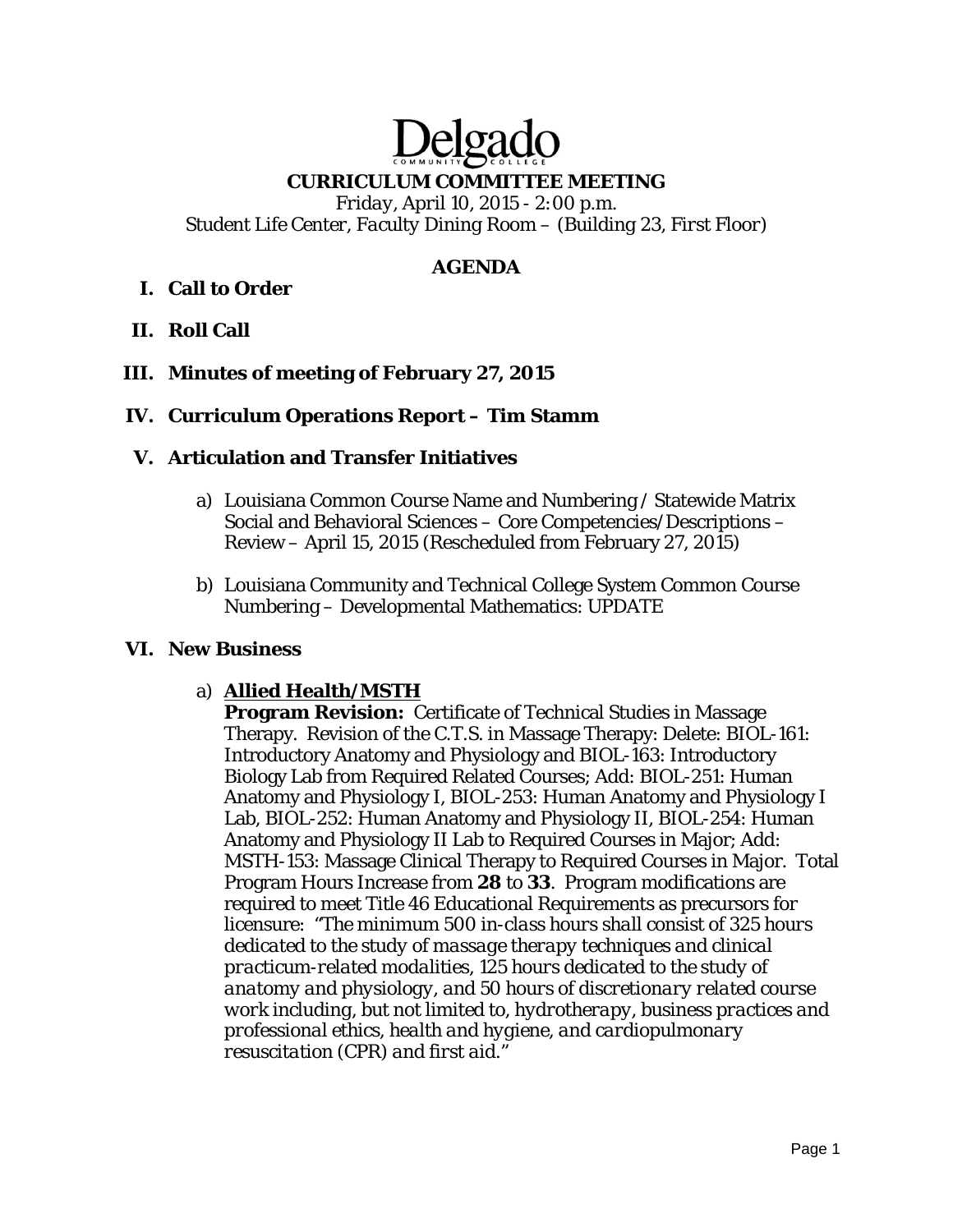# Delgado Community College

## CURRICULUM COMMITTEE MEETING

*Friday, April 10, 2015 - 2:00 p.m.*
*Student Life Center, Faculty Dining Room – (Building 23, First Floor)*

## AGENDA

**I. Call to Order**

**II. Roll Call**

**III. Minutes of meeting of February 27, 2015**

**IV. Curriculum Operations Report – Tim Stamm**

**V. Articulation and Transfer Initiatives**

a) Louisiana Common Course Name and Numbering / Statewide Matrix Social and Behavioral Sciences – Core Competencies/Descriptions – Review – April 15, 2015 (Rescheduled from February 27, 2015)

b) Louisiana Community and Technical College System Common Course Numbering – Developmental Mathematics: UPDATE

**VI. New Business**

a) **Allied Health/MSTH**
**Program Revision:** Certificate of Technical Studies in Massage Therapy. Revision of the C.T.S. in Massage Therapy: Delete: BIOL-161: Introductory Anatomy and Physiology and BIOL-163: Introductory Biology Lab from Required Related Courses; Add: BIOL-251: Human Anatomy and Physiology I, BIOL-253: Human Anatomy and Physiology I Lab, BIOL-252: Human Anatomy and Physiology II, BIOL-254: Human Anatomy and Physiology II Lab to Required Courses in Major; Add: MSTH-153: Massage Clinical Therapy to Required Courses in Major. Total Program Hours Increase *from* **28** *to* **33**. Program modifications are required to meet Title 46 Educational Requirements as precursors for licensure: *"The minimum 500 in-class hours shall consist of 325 hours dedicated to the study of massage therapy techniques and clinical practicum-related modalities, 125 hours dedicated to the study of anatomy and physiology, and 50 hours of discretionary related course work including, but not limited to, hydrotherapy, business practices and professional ethics, health and hygiene, and cardiopulmonary resuscitation (CPR) and first aid."*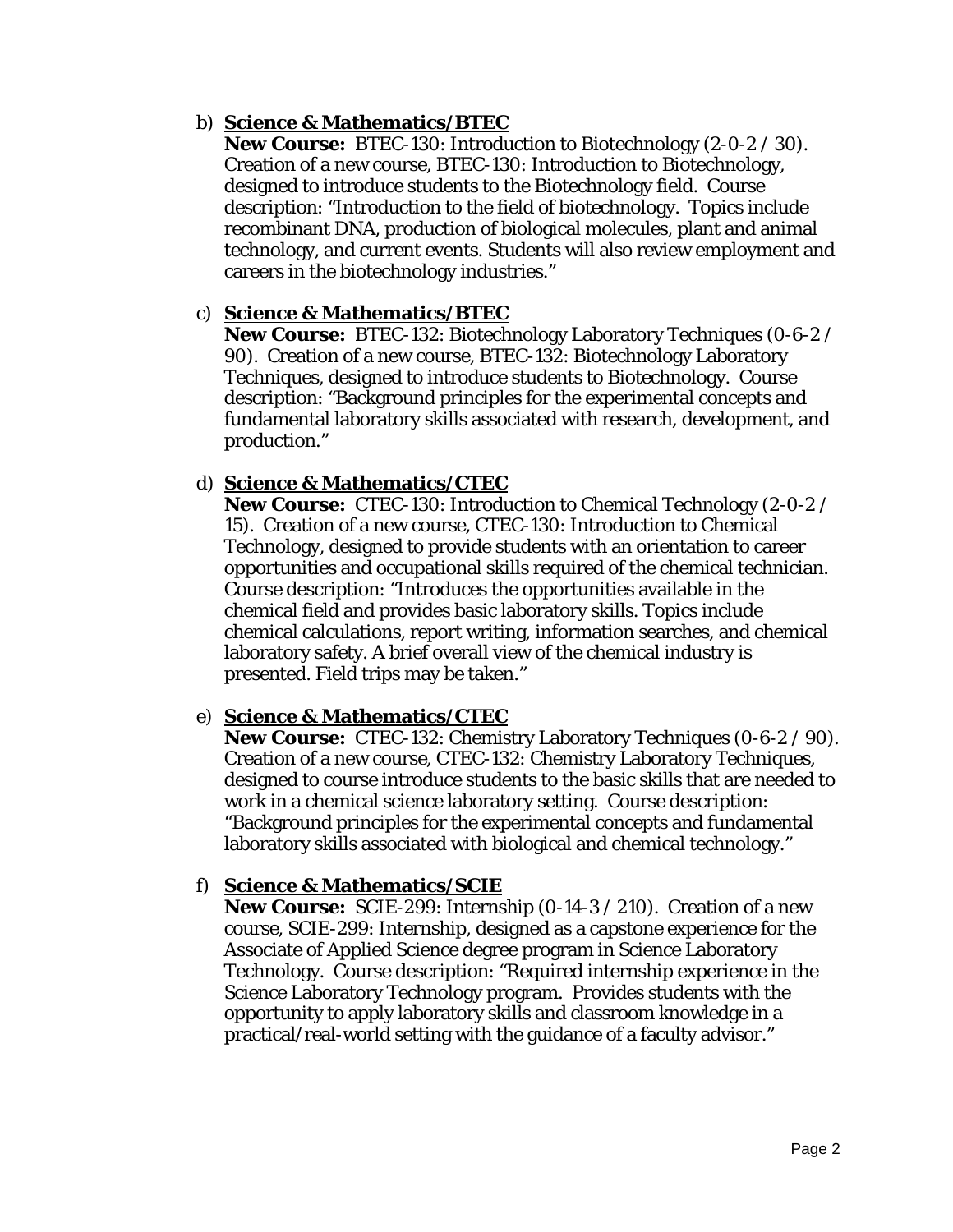b) **Science & Mathematics/BTEC**
   **New Course:** BTEC-130: Introduction to Biotechnology (2-0-2 / 30). Creation of a new course, BTEC-130: Introduction to Biotechnology, designed to introduce students to the Biotechnology field. Course description: "Introduction to the field of biotechnology. Topics include recombinant DNA, production of biological molecules, plant and animal technology, and current events. Students will also review employment and careers in the biotechnology industries."

c) **Science & Mathematics/BTEC**
   **New Course:** BTEC-132: Biotechnology Laboratory Techniques (0-6-2 / 90). Creation of a new course, BTEC-132: Biotechnology Laboratory Techniques, designed to introduce students to Biotechnology. Course description: "Background principles for the experimental concepts and fundamental laboratory skills associated with research, development, and production."

d) **Science & Mathematics/CTEC**
   **New Course:** CTEC-130: Introduction to Chemical Technology (2-0-2 / 15). Creation of a new course, CTEC-130: Introduction to Chemical Technology, designed to provide students with an orientation to career opportunities and occupational skills required of the chemical technician. Course description: "Introduces the opportunities available in the chemical field and provides basic laboratory skills. Topics include chemical calculations, report writing, information searches, and chemical laboratory safety. A brief overall view of the chemical industry is presented. Field trips may be taken."

e) **Science & Mathematics/CTEC**
   **New Course:** CTEC-132: Chemistry Laboratory Techniques (0-6-2 / 90). Creation of a new course, CTEC-132: Chemistry Laboratory Techniques, designed to course introduce students to the basic skills that are needed to work in a chemical science laboratory setting. Course description: "Background principles for the experimental concepts and fundamental laboratory skills associated with biological and chemical technology."

f) **Science & Mathematics/SCIE**
   **New Course:** SCIE-299: Internship (0-14-3 / 210). Creation of a new course, SCIE-299: Internship, designed as a capstone experience for the Associate of Applied Science degree program in Science Laboratory Technology. Course description: "Required internship experience in the Science Laboratory Technology program. Provides students with the opportunity to apply laboratory skills and classroom knowledge in a practical/real-world setting with the guidance of a faculty advisor."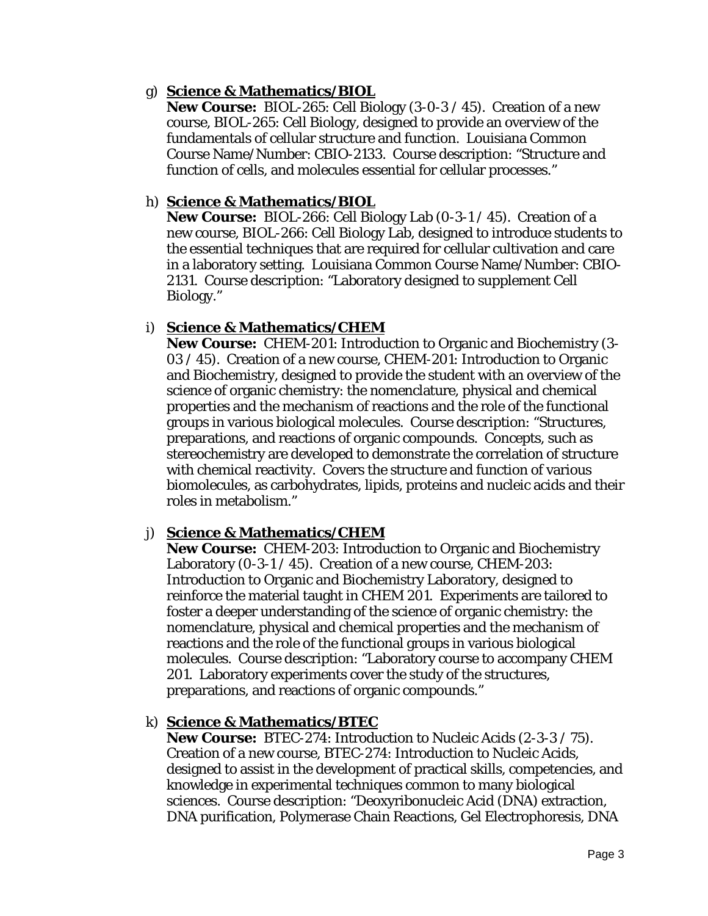g) **<u>Science & Mathematics/BIOL</u>**
   **New Course:** BIOL-265: Cell Biology (3-0-3 / 45). Creation of a new course, BIOL-265: Cell Biology, designed to provide an overview of the fundamentals of cellular structure and function. Louisiana Common Course Name/Number: CBIO-2133. Course description: "Structure and function of cells, and molecules essential for cellular processes."

h) **<u>Science & Mathematics/BIOL</u>**
   **New Course:** BIOL-266: Cell Biology Lab (0-3-1 / 45). Creation of a new course, BIOL-266: Cell Biology Lab, designed to introduce students to the essential techniques that are required for cellular cultivation and care in a laboratory setting. Louisiana Common Course Name/Number: CBIO-2131. Course description: "Laboratory designed to supplement Cell Biology."

i) **<u>Science & Mathematics/CHEM</u>**
   **New Course:** CHEM-201: Introduction to Organic and Biochemistry (3-03 / 45). Creation of a new course, CHEM-201: Introduction to Organic and Biochemistry, designed to provide the student with an overview of the science of organic chemistry: the nomenclature, physical and chemical properties and the mechanism of reactions and the role of the functional groups in various biological molecules. Course description: "Structures, preparations, and reactions of organic compounds. Concepts, such as stereochemistry are developed to demonstrate the correlation of structure with chemical reactivity. Covers the structure and function of various biomolecules, as carbohydrates, lipids, proteins and nucleic acids and their roles in metabolism."

j) **<u>Science & Mathematics/CHEM</u>**
   **New Course:** CHEM-203: Introduction to Organic and Biochemistry Laboratory (0-3-1 / 45). Creation of a new course, CHEM-203: Introduction to Organic and Biochemistry Laboratory, designed to reinforce the material taught in CHEM 201. Experiments are tailored to foster a deeper understanding of the science of organic chemistry: the nomenclature, physical and chemical properties and the mechanism of reactions and the role of the functional groups in various biological molecules. Course description: "Laboratory course to accompany CHEM 201. Laboratory experiments cover the study of the structures, preparations, and reactions of organic compounds."

k) **<u>Science & Mathematics/BTEC</u>**
   **New Course:** BTEC-274: Introduction to Nucleic Acids (2-3-3 / 75). Creation of a new course, BTEC-274: Introduction to Nucleic Acids, designed to assist in the development of practical skills, competencies, and knowledge in experimental techniques common to many biological sciences. Course description: "Deoxyribonucleic Acid (DNA) extraction, DNA purification, Polymerase Chain Reactions, Gel Electrophoresis, DNA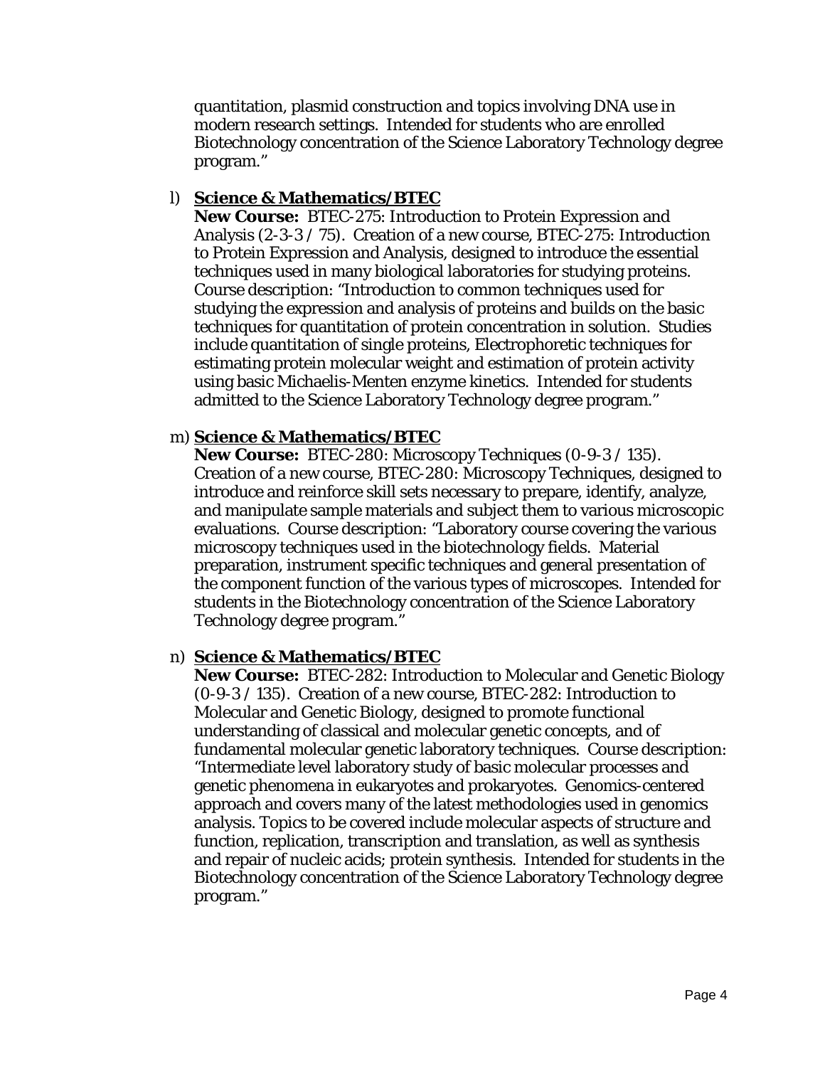quantitation, plasmid construction and topics involving DNA use in modern research settings. Intended for students who are enrolled Biotechnology concentration of the Science Laboratory Technology degree program."

l) **Science & Mathematics/BTEC**
**New Course:** BTEC-275: Introduction to Protein Expression and Analysis (2-3-3 / 75). Creation of a new course, BTEC-275: Introduction to Protein Expression and Analysis, designed to introduce the essential techniques used in many biological laboratories for studying proteins. Course description: "Introduction to common techniques used for studying the expression and analysis of proteins and builds on the basic techniques for quantitation of protein concentration in solution. Studies include quantitation of single proteins, Electrophoretic techniques for estimating protein molecular weight and estimation of protein activity using basic Michaelis-Menten enzyme kinetics. Intended for students admitted to the Science Laboratory Technology degree program."

m) **Science & Mathematics/BTEC**
**New Course:** BTEC-280: Microscopy Techniques (0-9-3 / 135). Creation of a new course, BTEC-280: Microscopy Techniques, designed to introduce and reinforce skill sets necessary to prepare, identify, analyze, and manipulate sample materials and subject them to various microscopic evaluations. Course description: "Laboratory course covering the various microscopy techniques used in the biotechnology fields. Material preparation, instrument specific techniques and general presentation of the component function of the various types of microscopes. Intended for students in the Biotechnology concentration of the Science Laboratory Technology degree program."

n) **Science & Mathematics/BTEC**
**New Course:** BTEC-282: Introduction to Molecular and Genetic Biology (0-9-3 / 135). Creation of a new course, BTEC-282: Introduction to Molecular and Genetic Biology, designed to promote functional understanding of classical and molecular genetic concepts, and of fundamental molecular genetic laboratory techniques. Course description: "Intermediate level laboratory study of basic molecular processes and genetic phenomena in eukaryotes and prokaryotes. Genomics-centered approach and covers many of the latest methodologies used in genomics analysis. Topics to be covered include molecular aspects of structure and function, replication, transcription and translation, as well as synthesis and repair of nucleic acids; protein synthesis. Intended for students in the Biotechnology concentration of the Science Laboratory Technology degree program."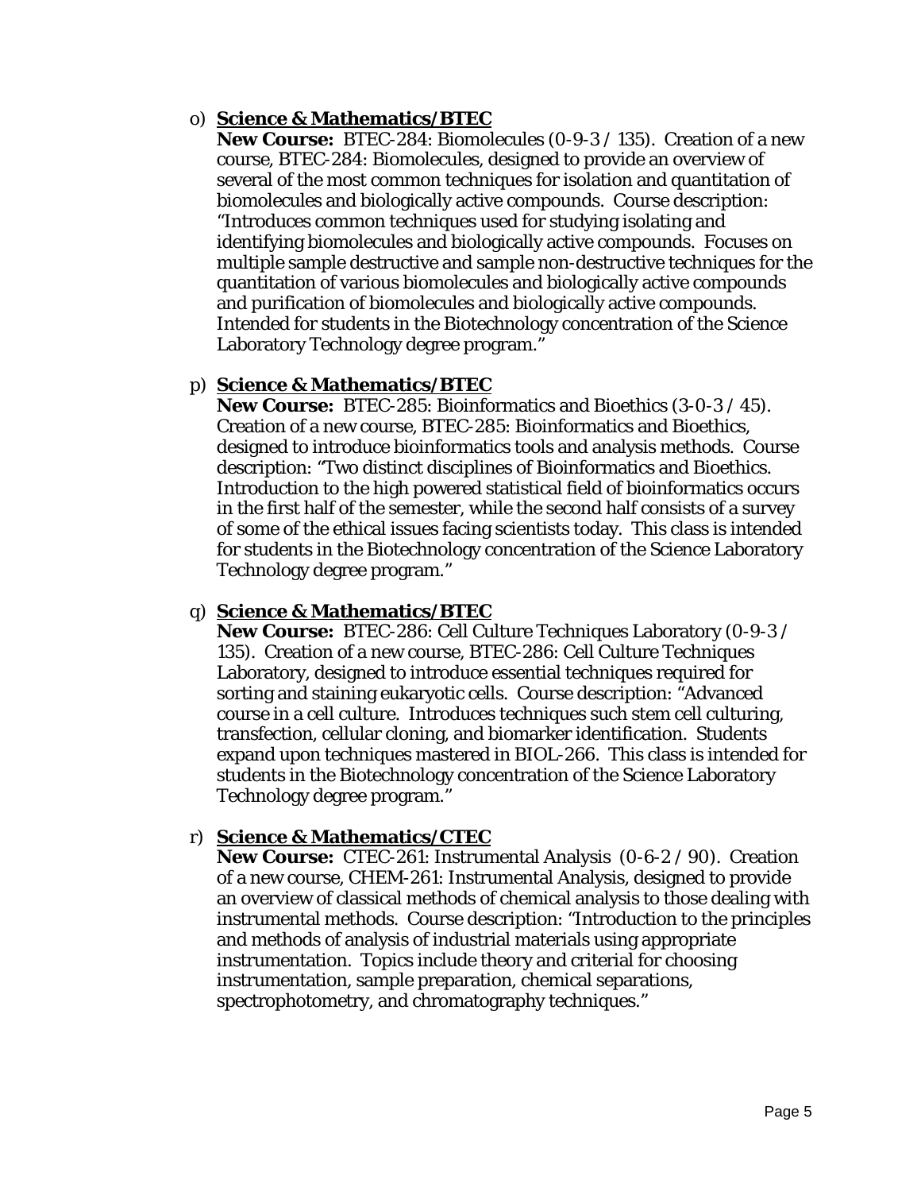o) **<u>Science & Mathematics/BTEC</u>**
   **New Course:** BTEC-284: Biomolecules (0-9-3 / 135). Creation of a new course, BTEC-284: Biomolecules, designed to provide an overview of several of the most common techniques for isolation and quantitation of biomolecules and biologically active compounds. Course description: "Introduces common techniques used for studying isolating and identifying biomolecules and biologically active compounds. Focuses on multiple sample destructive and sample non-destructive techniques for the quantitation of various biomolecules and biologically active compounds and purification of biomolecules and biologically active compounds. Intended for students in the Biotechnology concentration of the Science Laboratory Technology degree program."

p) **<u>Science & Mathematics/BTEC</u>**
   **New Course:** BTEC-285: Bioinformatics and Bioethics (3-0-3 / 45). Creation of a new course, BTEC-285: Bioinformatics and Bioethics, designed to introduce bioinformatics tools and analysis methods. Course description: "Two distinct disciplines of Bioinformatics and Bioethics. Introduction to the high powered statistical field of bioinformatics occurs in the first half of the semester, while the second half consists of a survey of some of the ethical issues facing scientists today. This class is intended for students in the Biotechnology concentration of the Science Laboratory Technology degree program."

q) **<u>Science & Mathematics/BTEC</u>**
   **New Course:** BTEC-286: Cell Culture Techniques Laboratory (0-9-3 / 135). Creation of a new course, BTEC-286: Cell Culture Techniques Laboratory, designed to introduce essential techniques required for sorting and staining eukaryotic cells. Course description: "Advanced course in a cell culture. Introduces techniques such stem cell culturing, transfection, cellular cloning, and biomarker identification. Students expand upon techniques mastered in BIOL-266. This class is intended for students in the Biotechnology concentration of the Science Laboratory Technology degree program."

r) **<u>Science & Mathematics/CTEC</u>**
   **New Course:** CTEC-261: Instrumental Analysis (0-6-2 / 90). Creation of a new course, CHEM-261: Instrumental Analysis, designed to provide an overview of classical methods of chemical analysis to those dealing with instrumental methods. Course description: "Introduction to the principles and methods of analysis of industrial materials using appropriate instrumentation. Topics include theory and criterial for choosing instrumentation, sample preparation, chemical separations, spectrophotometry, and chromatography techniques."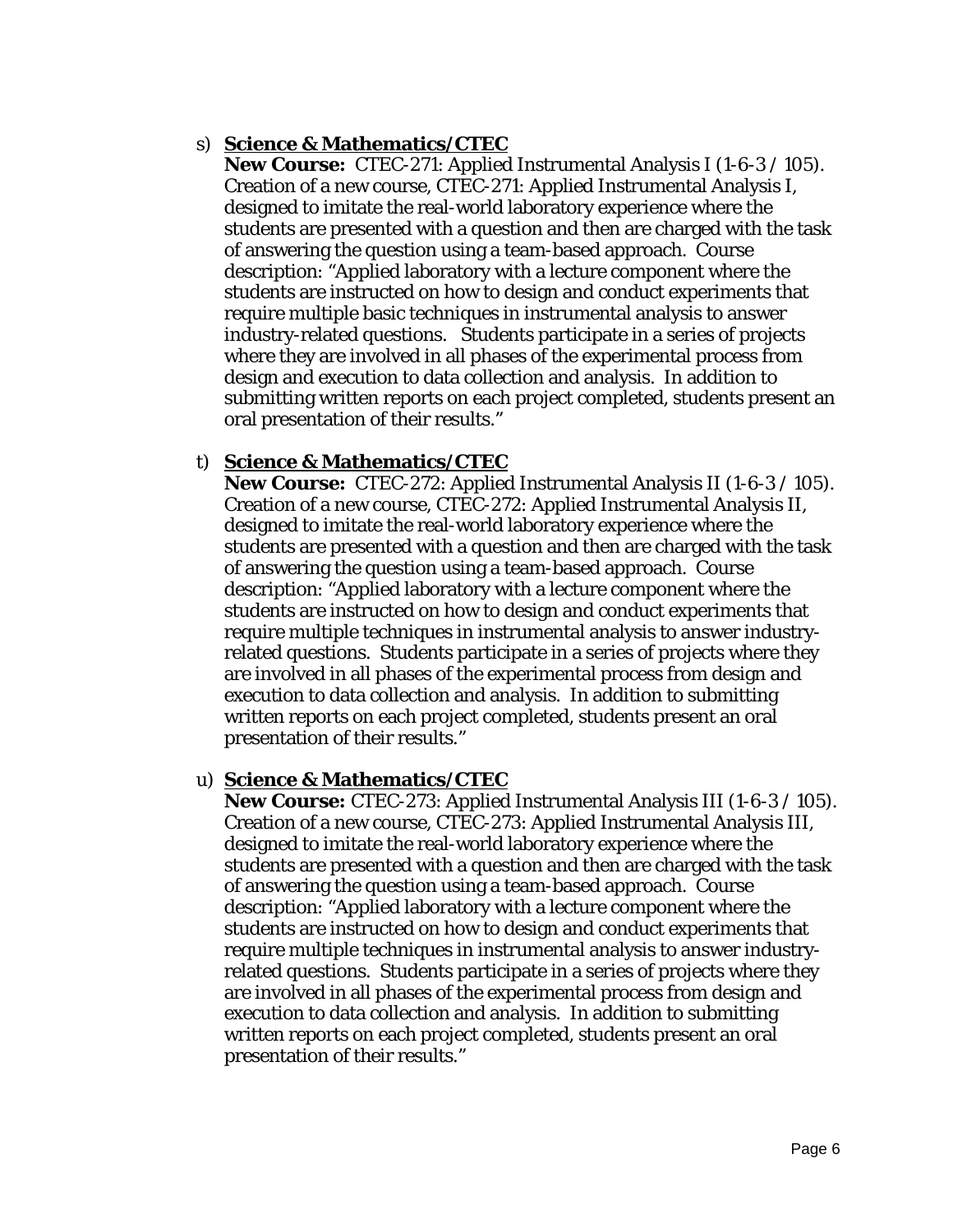s) **<u>Science & Mathematics/CTEC</u>**
**New Course:** CTEC-271: Applied Instrumental Analysis I (1-6-3 / 105). Creation of a new course, CTEC-271: Applied Instrumental Analysis I, designed to imitate the real-world laboratory experience where the students are presented with a question and then are charged with the task of answering the question using a team-based approach. Course description: "Applied laboratory with a lecture component where the students are instructed on how to design and conduct experiments that require multiple basic techniques in instrumental analysis to answer industry-related questions. Students participate in a series of projects where they are involved in all phases of the experimental process from design and execution to data collection and analysis. In addition to submitting written reports on each project completed, students present an oral presentation of their results."

t) **<u>Science & Mathematics/CTEC</u>**
**New Course:** CTEC-272: Applied Instrumental Analysis II (1-6-3 / 105). Creation of a new course, CTEC-272: Applied Instrumental Analysis II, designed to imitate the real-world laboratory experience where the students are presented with a question and then are charged with the task of answering the question using a team-based approach. Course description: "Applied laboratory with a lecture component where the students are instructed on how to design and conduct experiments that require multiple techniques in instrumental analysis to answer industry-related questions. Students participate in a series of projects where they are involved in all phases of the experimental process from design and execution to data collection and analysis. In addition to submitting written reports on each project completed, students present an oral presentation of their results."

u) **<u>Science & Mathematics/CTEC</u>**
**New Course:** CTEC-273: Applied Instrumental Analysis III (1-6-3 / 105). Creation of a new course, CTEC-273: Applied Instrumental Analysis III, designed to imitate the real-world laboratory experience where the students are presented with a question and then are charged with the task of answering the question using a team-based approach. Course description: "Applied laboratory with a lecture component where the students are instructed on how to design and conduct experiments that require multiple techniques in instrumental analysis to answer industry-related questions. Students participate in a series of projects where they are involved in all phases of the experimental process from design and execution to data collection and analysis. In addition to submitting written reports on each project completed, students present an oral presentation of their results."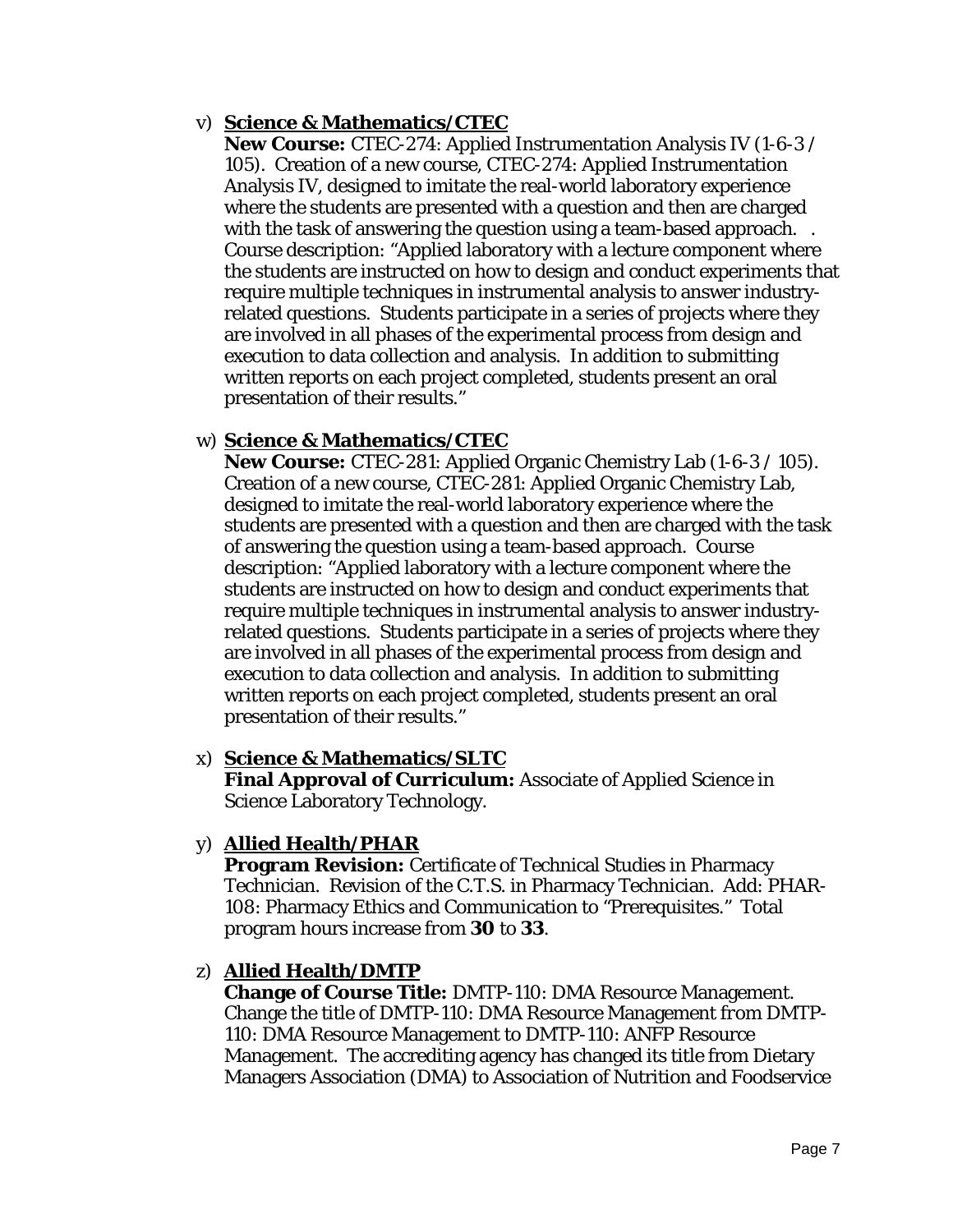v) **Science & Mathematics/CTEC**
   **New Course:** CTEC-274: Applied Instrumentation Analysis IV (1-6-3 / 105). Creation of a new course, CTEC-274: Applied Instrumentation Analysis IV, designed to imitate the real-world laboratory experience where the students are presented with a question and then are charged with the task of answering the question using a team-based approach. . Course description: "Applied laboratory with a lecture component where the students are instructed on how to design and conduct experiments that require multiple techniques in instrumental analysis to answer industry-related questions. Students participate in a series of projects where they are involved in all phases of the experimental process from design and execution to data collection and analysis. In addition to submitting written reports on each project completed, students present an oral presentation of their results."

w) **Science & Mathematics/CTEC**
   **New Course:** CTEC-281: Applied Organic Chemistry Lab (1-6-3 / 105). Creation of a new course, CTEC-281: Applied Organic Chemistry Lab, designed to imitate the real-world laboratory experience where the students are presented with a question and then are charged with the task of answering the question using a team-based approach. Course description: "Applied laboratory with a lecture component where the students are instructed on how to design and conduct experiments that require multiple techniques in instrumental analysis to answer industry-related questions. Students participate in a series of projects where they are involved in all phases of the experimental process from design and execution to data collection and analysis. In addition to submitting written reports on each project completed, students present an oral presentation of their results."

x) **Science & Mathematics/SLTC**
   **Final Approval of Curriculum:** Associate of Applied Science in Science Laboratory Technology.

y) **Allied Health/PHAR**
   **Program Revision:** Certificate of Technical Studies in Pharmacy Technician. Revision of the C.T.S. in Pharmacy Technician. Add: PHAR-108: Pharmacy Ethics and Communication to "Prerequisites." Total program hours increase from **30** to **33**.

z) **Allied Health/DMTP**
   **Change of Course Title:** DMTP-110: DMA Resource Management. Change the title of DMTP-110: DMA Resource Management from DMTP-110: DMA Resource Management to DMTP-110: ANFP Resource Management. The accrediting agency has changed its title from Dietary Managers Association (DMA) to Association of Nutrition and Foodservice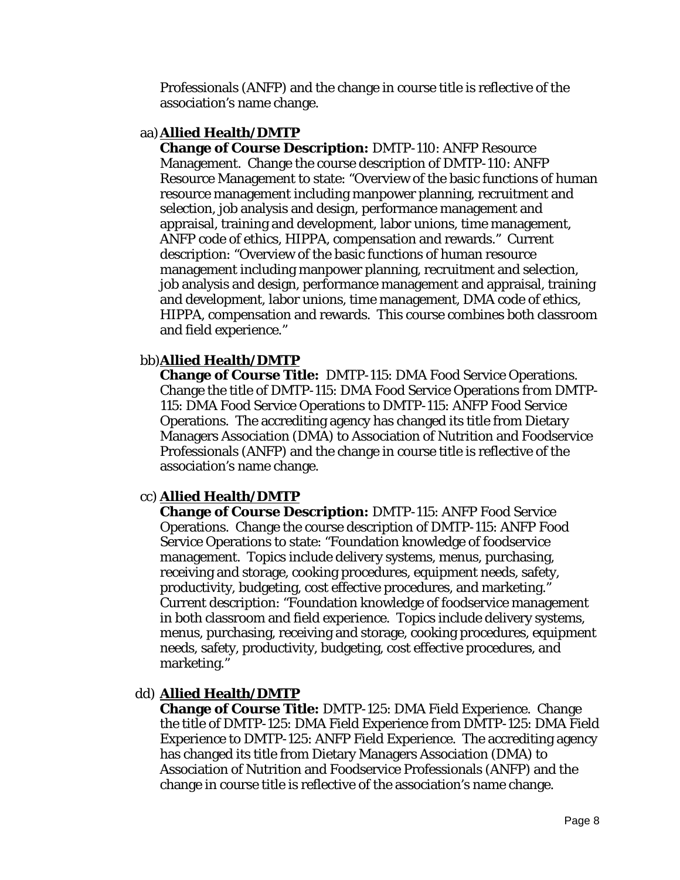Professionals (ANFP) and the change in course title is reflective of the association's name change.

aa) **Allied Health/DMTP**
**Change of Course Description:** DMTP-110: ANFP Resource Management. Change the course description of DMTP-110: ANFP Resource Management to state: "Overview of the basic functions of human resource management including manpower planning, recruitment and selection, job analysis and design, performance management and appraisal, training and development, labor unions, time management, ANFP code of ethics, HIPPA, compensation and rewards." Current description: "Overview of the basic functions of human resource management including manpower planning, recruitment and selection, job analysis and design, performance management and appraisal, training and development, labor unions, time management, DMA code of ethics, HIPPA, compensation and rewards. This course combines both classroom and field experience."

bb) **Allied Health/DMTP**
**Change of Course Title:** DMTP-115: DMA Food Service Operations. Change the title of DMTP-115: DMA Food Service Operations from DMTP-115: DMA Food Service Operations to DMTP-115: ANFP Food Service Operations. The accrediting agency has changed its title from Dietary Managers Association (DMA) to Association of Nutrition and Foodservice Professionals (ANFP) and the change in course title is reflective of the association's name change.

cc) **Allied Health/DMTP**
**Change of Course Description:** DMTP-115: ANFP Food Service Operations. Change the course description of DMTP-115: ANFP Food Service Operations to state: "Foundation knowledge of foodservice management. Topics include delivery systems, menus, purchasing, receiving and storage, cooking procedures, equipment needs, safety, productivity, budgeting, cost effective procedures, and marketing." Current description: "Foundation knowledge of foodservice management in both classroom and field experience. Topics include delivery systems, menus, purchasing, receiving and storage, cooking procedures, equipment needs, safety, productivity, budgeting, cost effective procedures, and marketing."

dd) **Allied Health/DMTP**
**Change of Course Title:** DMTP-125: DMA Field Experience. Change the title of DMTP-125: DMA Field Experience from DMTP-125: DMA Field Experience to DMTP-125: ANFP Field Experience. The accrediting agency has changed its title from Dietary Managers Association (DMA) to Association of Nutrition and Foodservice Professionals (ANFP) and the change in course title is reflective of the association's name change.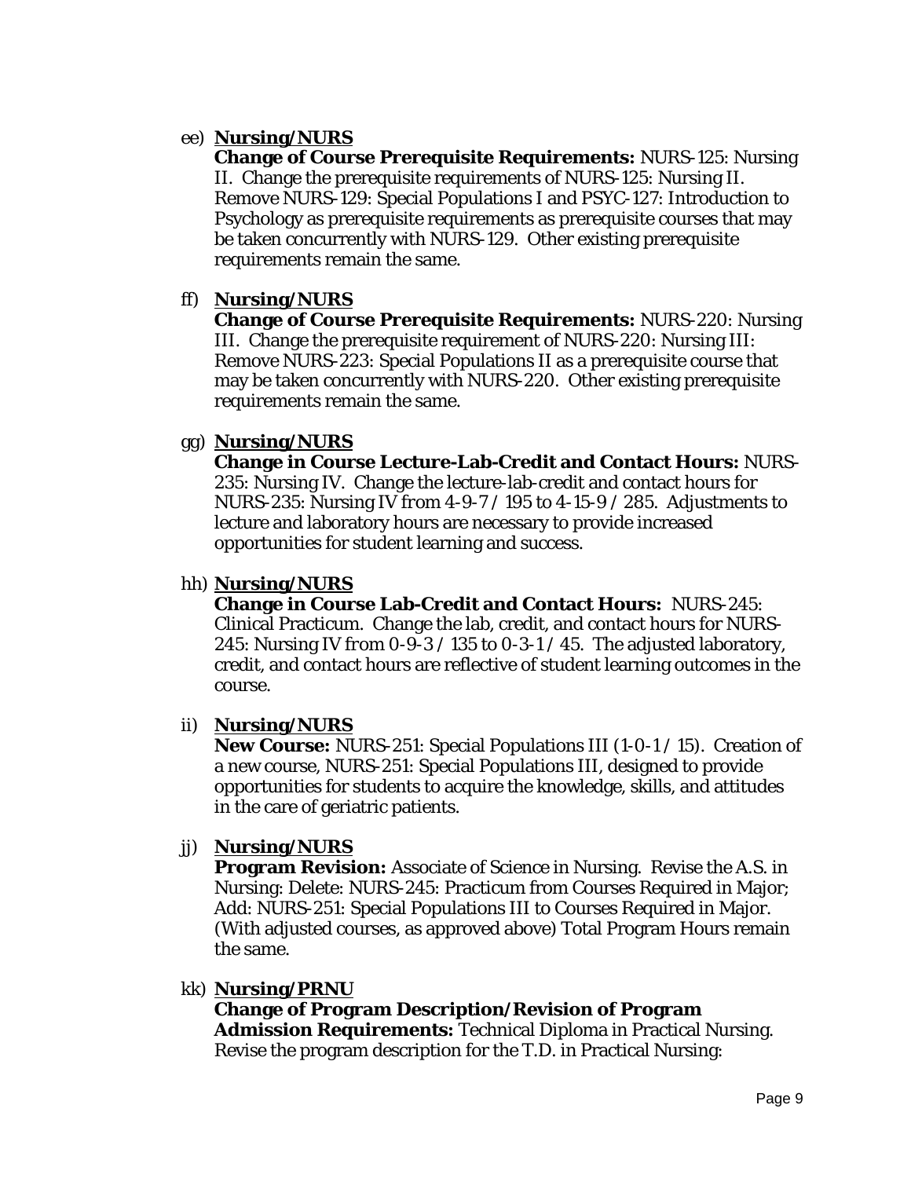ee) **<u>Nursing/NURS</u>**
**Change of Course Prerequisite Requirements:** NURS-125: Nursing II. Change the prerequisite requirements of NURS-125: Nursing II. Remove NURS-129: Special Populations I and PSYC-127: Introduction to Psychology as prerequisite requirements as prerequisite courses that may be taken concurrently with NURS-129. Other existing prerequisite requirements remain the same.

ff) **<u>Nursing/NURS</u>**
**Change of Course Prerequisite Requirements:** NURS-220: Nursing III. Change the prerequisite requirement of NURS-220: Nursing III: Remove NURS-223: Special Populations II as a prerequisite course that may be taken concurrently with NURS-220. Other existing prerequisite requirements remain the same.

gg) **<u>Nursing/NURS</u>**
**Change in Course Lecture-Lab-Credit and Contact Hours:** NURS-235: Nursing IV. Change the lecture-lab-credit and contact hours for NURS-235: Nursing IV from 4-9-7 / 195 to 4-15-9 / 285. Adjustments to lecture and laboratory hours are necessary to provide increased opportunities for student learning and success.

hh) **<u>Nursing/NURS</u>**
**Change in Course Lab-Credit and Contact Hours:** NURS-245: Clinical Practicum. Change the lab, credit, and contact hours for NURS-245: Nursing IV from 0-9-3 / 135 to 0-3-1 / 45. The adjusted laboratory, credit, and contact hours are reflective of student learning outcomes in the course.

ii) **<u>Nursing/NURS</u>**
**New Course:** NURS-251: Special Populations III (1-0-1 / 15). Creation of a new course, NURS-251: Special Populations III, designed to provide opportunities for students to acquire the knowledge, skills, and attitudes in the care of geriatric patients.

jj) **<u>Nursing/NURS</u>**
**Program Revision:** Associate of Science in Nursing. Revise the A.S. in Nursing: Delete: NURS-245: Practicum from Courses Required in Major; Add: NURS-251: Special Populations III to Courses Required in Major. (With adjusted courses, as approved above) Total Program Hours remain the same.

kk) **<u>Nursing/PRNU</u>**
**Change of Program Description/Revision of Program Admission Requirements:** Technical Diploma in Practical Nursing. Revise the program description for the T.D. in Practical Nursing: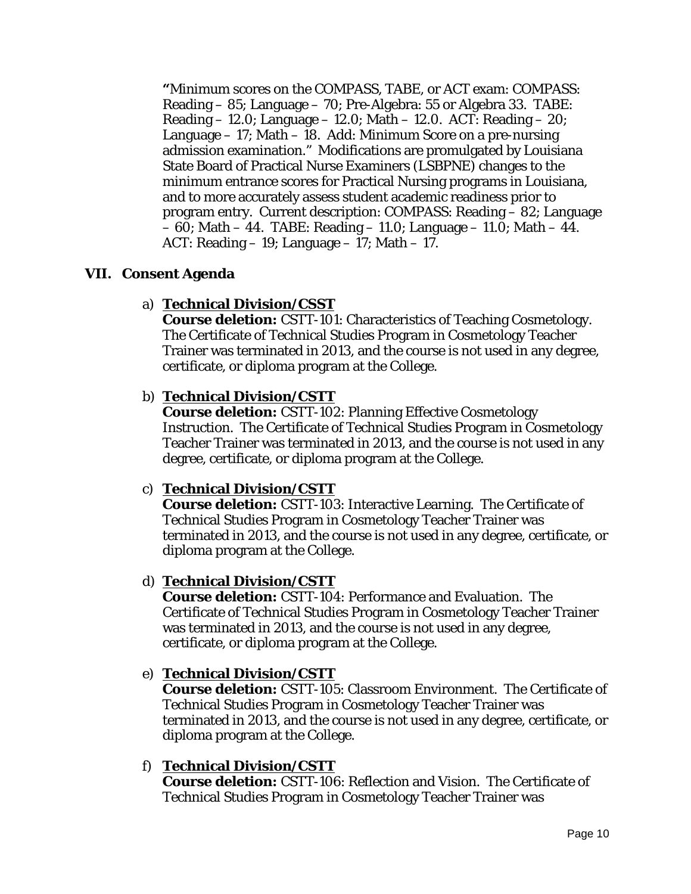**"**Minimum scores on the COMPASS, TABE, or ACT exam: COMPASS: Reading – 85; Language – 70; Pre-Algebra: 55 or Algebra 33. TABE: Reading – 12.0; Language – 12.0; Math – 12.0. ACT: Reading – 20; Language – 17; Math – 18. Add: Minimum Score on a pre-nursing admission examination." Modifications are promulgated by Louisiana State Board of Practical Nurse Examiners (LSBPNE) changes to the minimum entrance scores for Practical Nursing programs in Louisiana, and to more accurately assess student academic readiness prior to program entry. Current description: COMPASS: Reading – 82; Language – 60; Math – 44. TABE: Reading – 11.0; Language – 11.0; Math – 44. ACT: Reading – 19; Language – 17; Math – 17.

## VII. Consent Agenda

a) **Technical Division/CSST**
**Course deletion:** CSTT-101: Characteristics of Teaching Cosmetology. The Certificate of Technical Studies Program in Cosmetology Teacher Trainer was terminated in 2013, and the course is not used in any degree, certificate, or diploma program at the College.

b) **Technical Division/CSTT**
**Course deletion:** CSTT-102: Planning Effective Cosmetology Instruction. The Certificate of Technical Studies Program in Cosmetology Teacher Trainer was terminated in 2013, and the course is not used in any degree, certificate, or diploma program at the College.

c) **Technical Division/CSTT**
**Course deletion:** CSTT-103: Interactive Learning. The Certificate of Technical Studies Program in Cosmetology Teacher Trainer was terminated in 2013, and the course is not used in any degree, certificate, or diploma program at the College.

d) **Technical Division/CSTT**
**Course deletion:** CSTT-104: Performance and Evaluation. The Certificate of Technical Studies Program in Cosmetology Teacher Trainer was terminated in 2013, and the course is not used in any degree, certificate, or diploma program at the College.

e) **Technical Division/CSTT**
**Course deletion:** CSTT-105: Classroom Environment. The Certificate of Technical Studies Program in Cosmetology Teacher Trainer was terminated in 2013, and the course is not used in any degree, certificate, or diploma program at the College.

f) **Technical Division/CSTT**
**Course deletion:** CSTT-106: Reflection and Vision. The Certificate of Technical Studies Program in Cosmetology Teacher Trainer was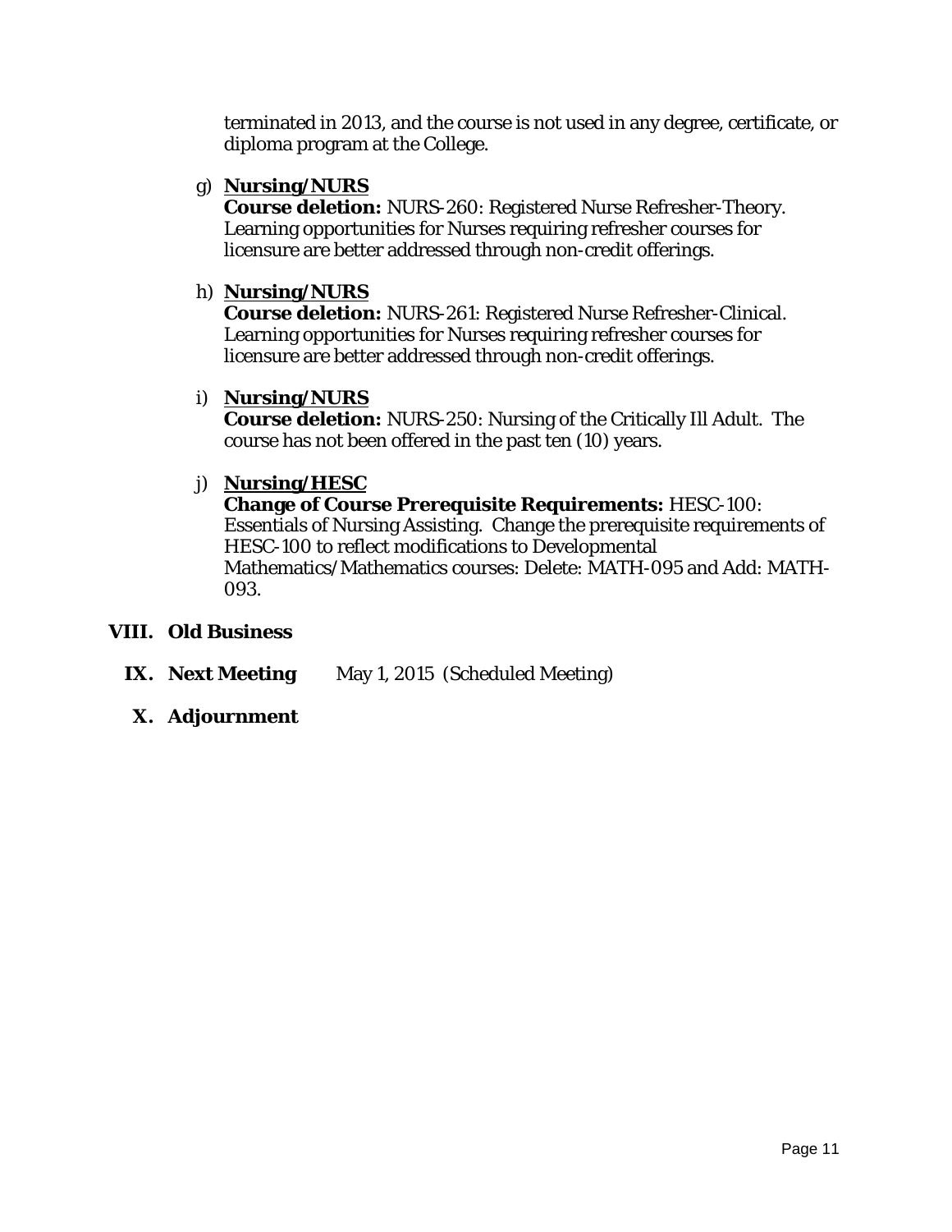terminated in 2013, and the course is not used in any degree, certificate, or diploma program at the College.

g) **Nursing/NURS**
**Course deletion:** NURS-260: Registered Nurse Refresher-Theory. Learning opportunities for Nurses requiring refresher courses for licensure are better addressed through non-credit offerings.

h) **Nursing/NURS**
**Course deletion:** NURS-261: Registered Nurse Refresher-Clinical. Learning opportunities for Nurses requiring refresher courses for licensure are better addressed through non-credit offerings.

i) **Nursing/NURS**
**Course deletion:** NURS-250: Nursing of the Critically Ill Adult. The course has not been offered in the past ten (10) years.

j) **Nursing/HESC**
**Change of Course Prerequisite Requirements:** HESC-100: Essentials of Nursing Assisting. Change the prerequisite requirements of HESC-100 to reflect modifications to Developmental Mathematics/Mathematics courses: Delete: MATH-095 and Add: MATH-093.

## VIII. Old Business

## IX. Next Meeting

May 1, 2015 (Scheduled Meeting)

## X. Adjournment